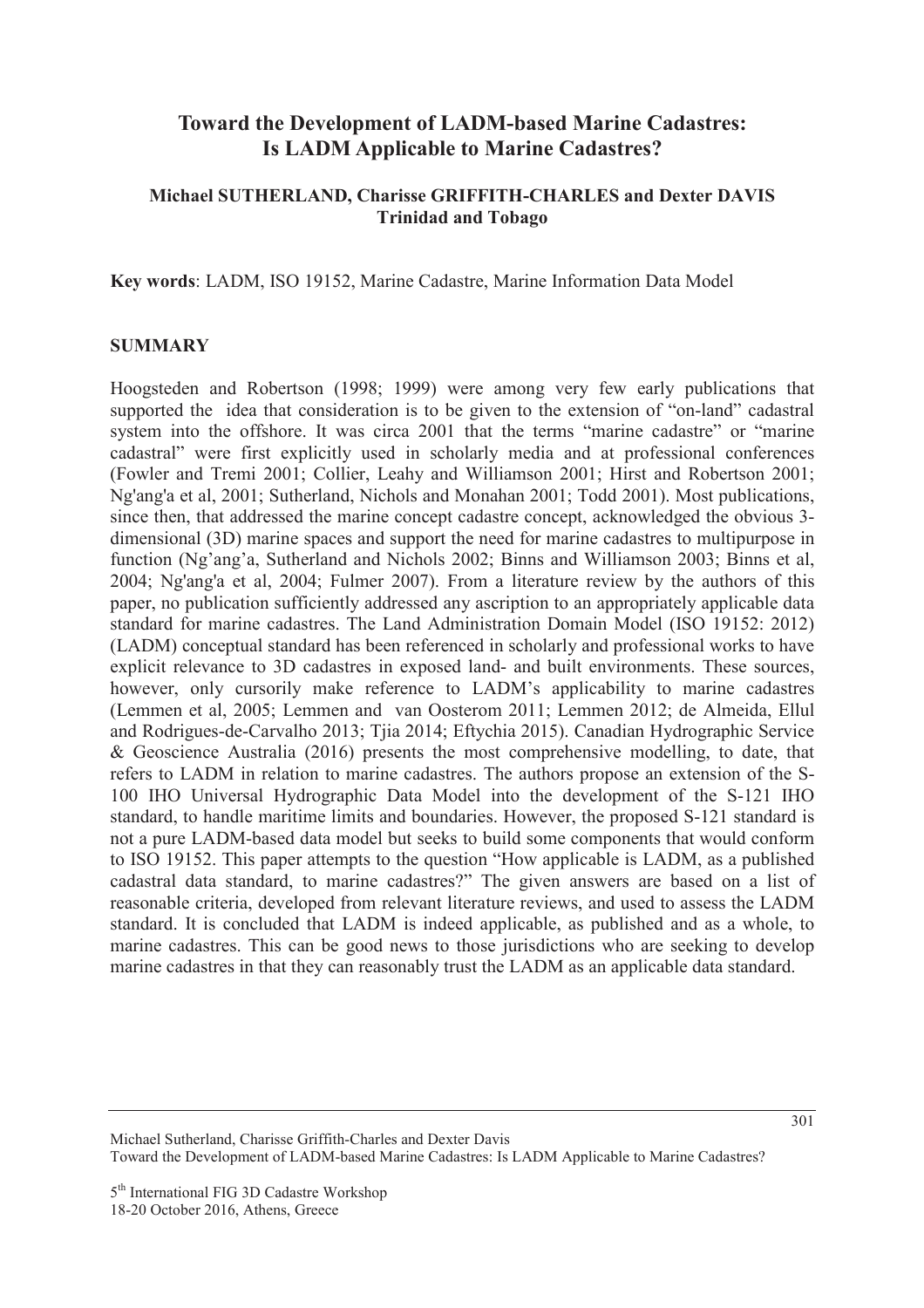# Toward the Development of LADM-based Marine Cadastres: Is LADM Applicable to Marine Cadastres?

**Michael SUTHERLAND, Charisse GRIFFITH-CHARLES and Dexter DAVIS**
**Trinidad and Tobago**

**Key words**: LADM, ISO 19152, Marine Cadastre, Marine Information Data Model

## SUMMARY

Hoogsteden and Robertson (1998; 1999) were among very few early publications that supported the idea that consideration is to be given to the extension of "on-land" cadastral system into the offshore. It was circa 2001 that the terms "marine cadastre" or "marine cadastral" were first explicitly used in scholarly media and at professional conferences (Fowler and Tremi 2001; Collier, Leahy and Williamson 2001; Hirst and Robertson 2001; Ng'ang'a et al, 2001; Sutherland, Nichols and Monahan 2001; Todd 2001). Most publications, since then, that addressed the marine concept cadastre concept, acknowledged the obvious 3-dimensional (3D) marine spaces and support the need for marine cadastres to multipurpose in function (Ng'ang'a, Sutherland and Nichols 2002; Binns and Williamson 2003; Binns et al, 2004; Ng'ang'a et al, 2004; Fulmer 2007). From a literature review by the authors of this paper, no publication sufficiently addressed any ascription to an appropriately applicable data standard for marine cadastres. The Land Administration Domain Model (ISO 19152: 2012) (LADM) conceptual standard has been referenced in scholarly and professional works to have explicit relevance to 3D cadastres in exposed land- and built environments. These sources, however, only cursorily make reference to LADM's applicability to marine cadastres (Lemmen et al, 2005; Lemmen and van Oosterom 2011; Lemmen 2012; de Almeida, Ellul and Rodrigues-de-Carvalho 2013; Tjia 2014; Eftychia 2015). Canadian Hydrographic Service & Geoscience Australia (2016) presents the most comprehensive modelling, to date, that refers to LADM in relation to marine cadastres. The authors propose an extension of the S-100 IHO Universal Hydrographic Data Model into the development of the S-121 IHO standard, to handle maritime limits and boundaries. However, the proposed S-121 standard is not a pure LADM-based data model but seeks to build some components that would conform to ISO 19152. This paper attempts to the question "How applicable is LADM, as a published cadastral data standard, to marine cadastres?" The given answers are based on a list of reasonable criteria, developed from relevant literature reviews, and used to assess the LADM standard. It is concluded that LADM is indeed applicable, as published and as a whole, to marine cadastres. This can be good news to those jurisdictions who are seeking to develop marine cadastres in that they can reasonably trust the LADM as an applicable data standard.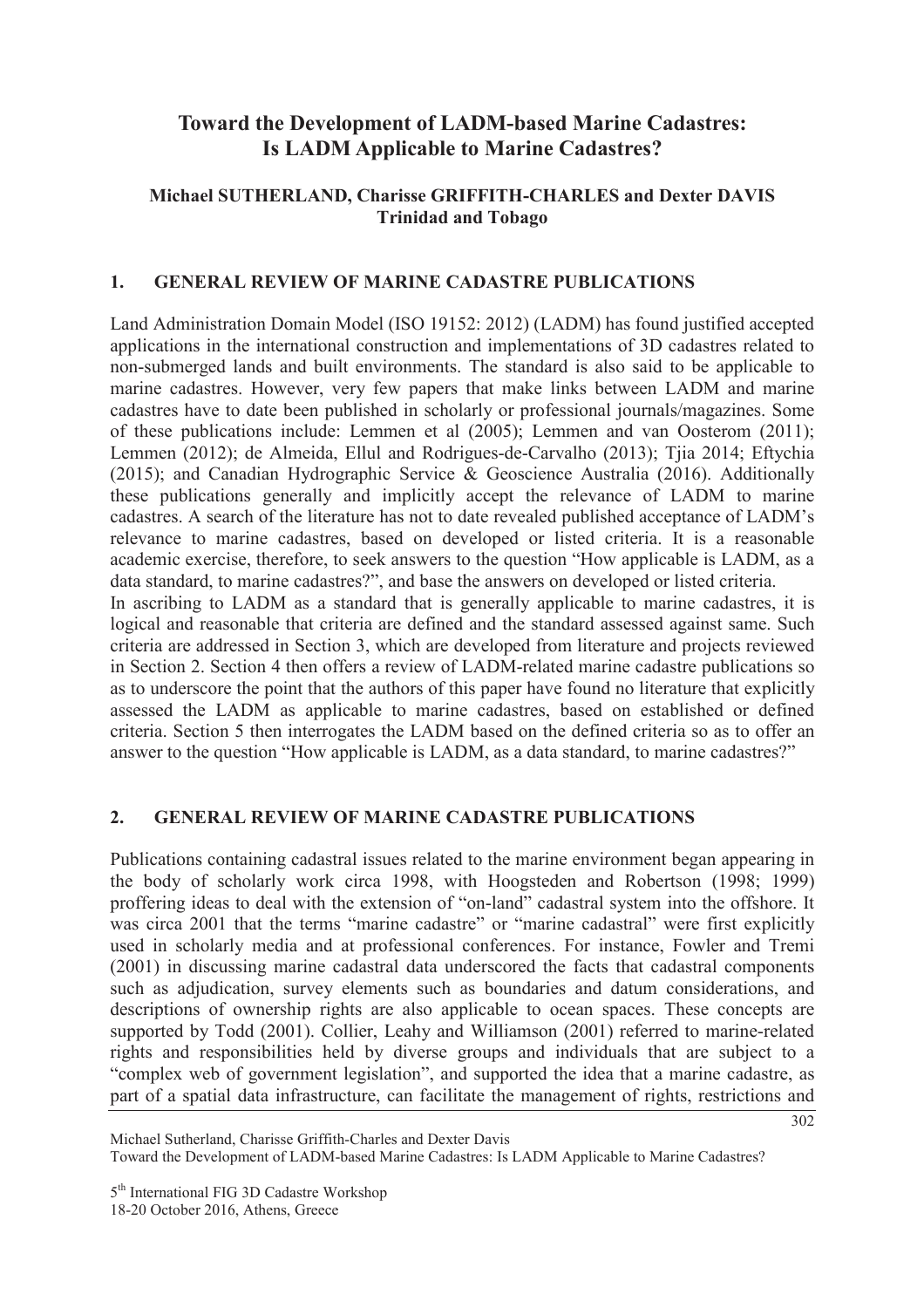# Toward the Development of LADM-based Marine Cadastres: Is LADM Applicable to Marine Cadastres?

**Michael SUTHERLAND, Charisse GRIFFITH-CHARLES and Dexter DAVIS**
**Trinidad and Tobago**

## 1. GENERAL REVIEW OF MARINE CADASTRE PUBLICATIONS

Land Administration Domain Model (ISO 19152: 2012) (LADM) has found justified accepted applications in the international construction and implementations of 3D cadastres related to non-submerged lands and built environments. The standard is also said to be applicable to marine cadastres. However, very few papers that make links between LADM and marine cadastres have to date been published in scholarly or professional journals/magazines. Some of these publications include: Lemmen et al (2005); Lemmen and van Oosterom (2011); Lemmen (2012); de Almeida, Ellul and Rodrigues-de-Carvalho (2013); Tjia 2014; Eftychia (2015); and Canadian Hydrographic Service & Geoscience Australia (2016). Additionally these publications generally and implicitly accept the relevance of LADM to marine cadastres. A search of the literature has not to date revealed published acceptance of LADM's relevance to marine cadastres, based on developed or listed criteria. It is a reasonable academic exercise, therefore, to seek answers to the question "How applicable is LADM, as a data standard, to marine cadastres?", and base the answers on developed or listed criteria.

In ascribing to LADM as a standard that is generally applicable to marine cadastres, it is logical and reasonable that criteria are defined and the standard assessed against same. Such criteria are addressed in Section 3, which are developed from literature and projects reviewed in Section 2. Section 4 then offers a review of LADM-related marine cadastre publications so as to underscore the point that the authors of this paper have found no literature that explicitly assessed the LADM as applicable to marine cadastres, based on established or defined criteria. Section 5 then interrogates the LADM based on the defined criteria so as to offer an answer to the question "How applicable is LADM, as a data standard, to marine cadastres?"

## 2. GENERAL REVIEW OF MARINE CADASTRE PUBLICATIONS

Publications containing cadastral issues related to the marine environment began appearing in the body of scholarly work circa 1998, with Hoogsteden and Robertson (1998; 1999) proffering ideas to deal with the extension of "on-land" cadastral system into the offshore. It was circa 2001 that the terms "marine cadastre" or "marine cadastral" were first explicitly used in scholarly media and at professional conferences. For instance, Fowler and Tremi (2001) in discussing marine cadastral data underscored the facts that cadastral components such as adjudication, survey elements such as boundaries and datum considerations, and descriptions of ownership rights are also applicable to ocean spaces. These concepts are supported by Todd (2001). Collier, Leahy and Williamson (2001) referred to marine-related rights and responsibilities held by diverse groups and individuals that are subject to a "complex web of government legislation", and supported the idea that a marine cadastre, as part of a spatial data infrastructure, can facilitate the management of rights, restrictions and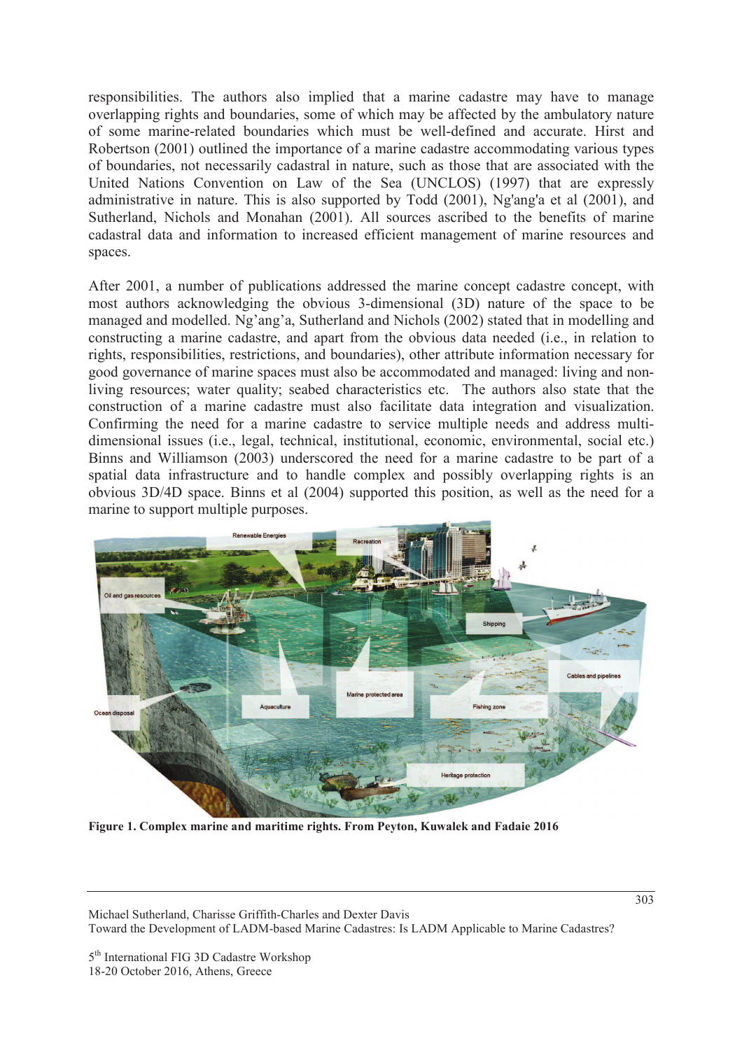responsibilities. The authors also implied that a marine cadastre may have to manage overlapping rights and boundaries, some of which may be affected by the ambulatory nature of some marine-related boundaries which must be well-defined and accurate. Hirst and Robertson (2001) outlined the importance of a marine cadastre accommodating various types of boundaries, not necessarily cadastral in nature, such as those that are associated with the United Nations Convention on Law of the Sea (UNCLOS) (1997) that are expressly administrative in nature. This is also supported by Todd (2001), Ng'ang'a et al (2001), and Sutherland, Nichols and Monahan (2001). All sources ascribed to the benefits of marine cadastral data and information to increased efficient management of marine resources and spaces.

After 2001, a number of publications addressed the marine concept cadastre concept, with most authors acknowledging the obvious 3-dimensional (3D) nature of the space to be managed and modelled. Ng'ang'a, Sutherland and Nichols (2002) stated that in modelling and constructing a marine cadastre, and apart from the obvious data needed (i.e., in relation to rights, responsibilities, restrictions, and boundaries), other attribute information necessary for good governance of marine spaces must also be accommodated and managed: living and non-living resources; water quality; seabed characteristics etc. The authors also state that the construction of a marine cadastre must also facilitate data integration and visualization. Confirming the need for a marine cadastre to service multiple needs and address multi-dimensional issues (i.e., legal, technical, institutional, economic, environmental, social etc.) Binns and Williamson (2003) underscored the need for a marine cadastre to be part of a spatial data infrastructure and to handle complex and possibly overlapping rights is an obvious 3D/4D space. Binns et al (2004) supported this position, as well as the need for a marine to support multiple purposes.

**Figure 1. Complex marine and maritime rights. From Peyton, Kuwalek and Fadaie 2016**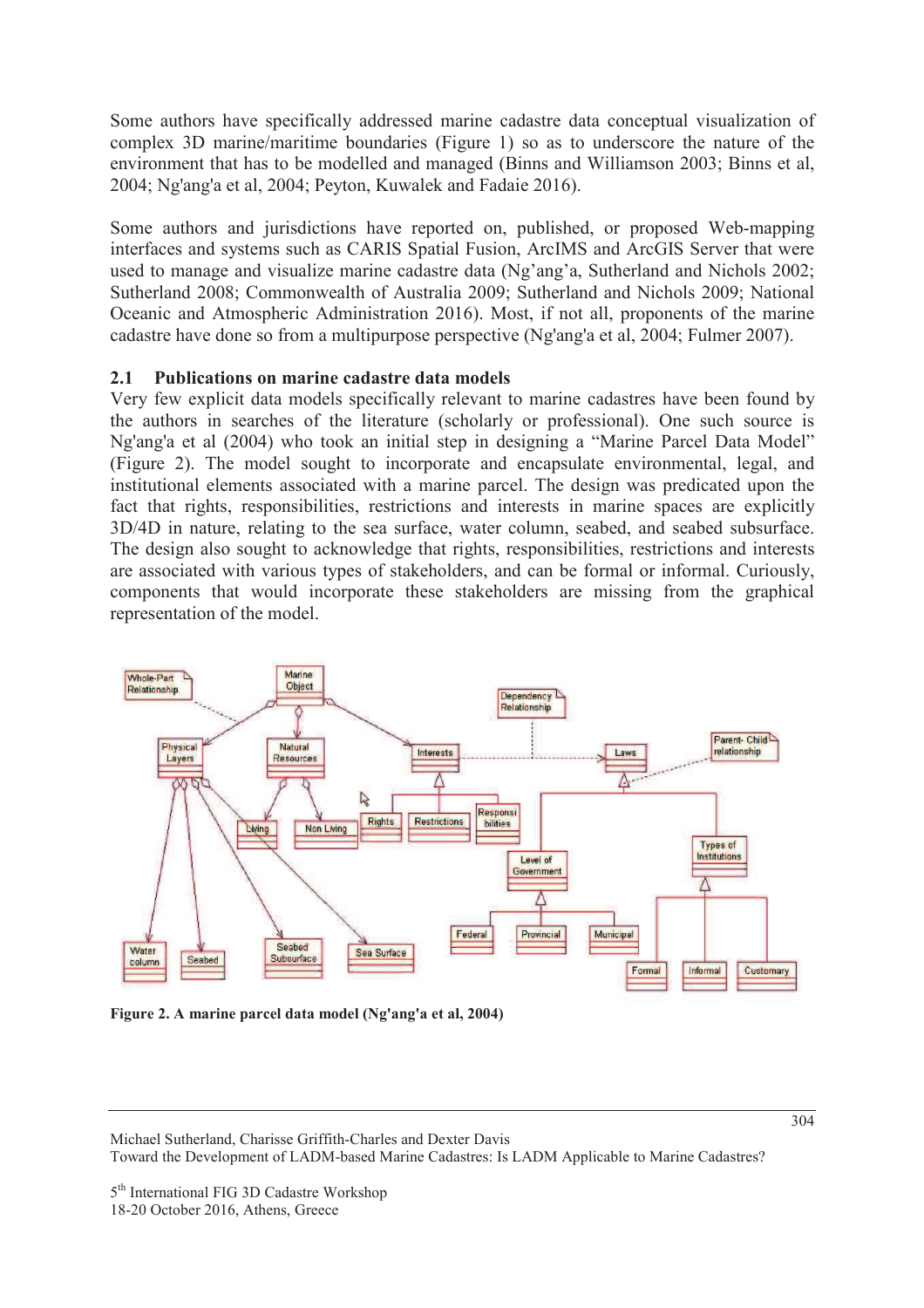Some authors have specifically addressed marine cadastre data conceptual visualization of complex 3D marine/maritime boundaries (Figure 1) so as to underscore the nature of the environment that has to be modelled and managed (Binns and Williamson 2003; Binns et al, 2004; Ng'ang'a et al, 2004; Peyton, Kuwalek and Fadaie 2016).

Some authors and jurisdictions have reported on, published, or proposed Web-mapping interfaces and systems such as CARIS Spatial Fusion, ArcIMS and ArcGIS Server that were used to manage and visualize marine cadastre data (Ng'ang'a, Sutherland and Nichols 2002; Sutherland 2008; Commonwealth of Australia 2009; Sutherland and Nichols 2009; National Oceanic and Atmospheric Administration 2016). Most, if not all, proponents of the marine cadastre have done so from a multipurpose perspective (Ng'ang'a et al, 2004; Fulmer 2007).

### 2.1 Publications on marine cadastre data models

Very few explicit data models specifically relevant to marine cadastres have been found by the authors in searches of the literature (scholarly or professional). One such source is Ng'ang'a et al (2004) who took an initial step in designing a "Marine Parcel Data Model" (Figure 2). The model sought to incorporate and encapsulate environmental, legal, and institutional elements associated with a marine parcel. The design was predicated upon the fact that rights, responsibilities, restrictions and interests in marine spaces are explicitly 3D/4D in nature, relating to the sea surface, water column, seabed, and seabed subsurface. The design also sought to acknowledge that rights, responsibilities, restrictions and interests are associated with various types of stakeholders, and can be formal or informal. Curiously, components that would incorporate these stakeholders are missing from the graphical representation of the model.

**Figure 2. A marine parcel data model (Ng'ang'a et al, 2004)**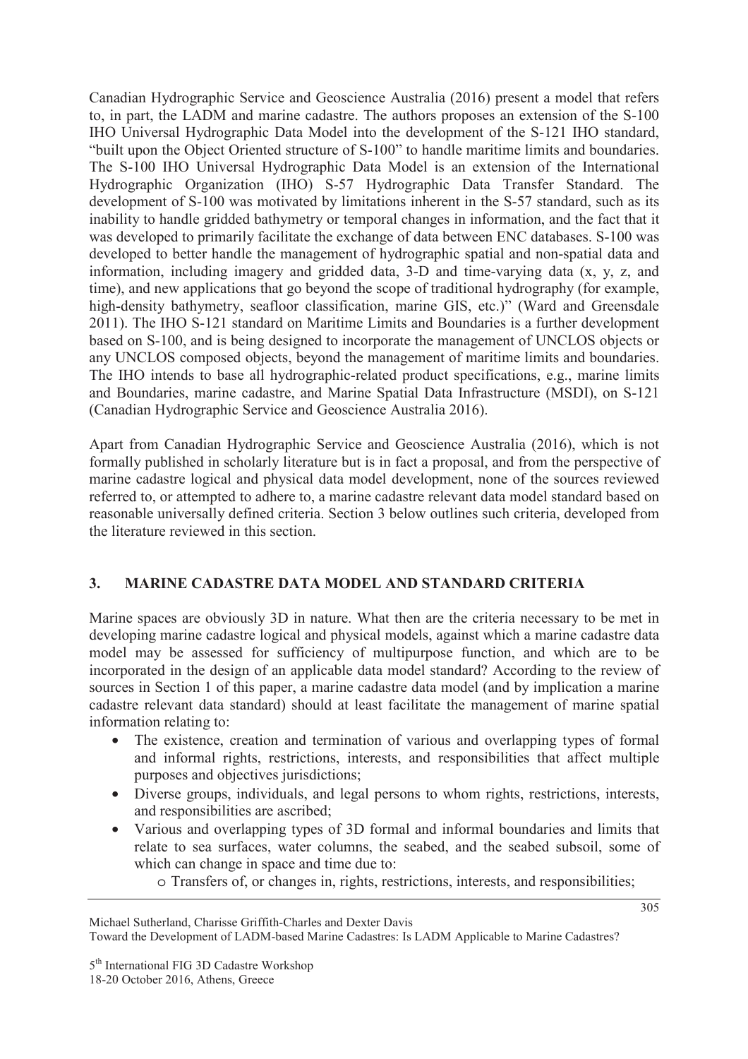Canadian Hydrographic Service and Geoscience Australia (2016) present a model that refers to, in part, the LADM and marine cadastre. The authors proposes an extension of the S-100 IHO Universal Hydrographic Data Model into the development of the S-121 IHO standard, "built upon the Object Oriented structure of S-100" to handle maritime limits and boundaries. The S-100 IHO Universal Hydrographic Data Model is an extension of the International Hydrographic Organization (IHO) S-57 Hydrographic Data Transfer Standard. The development of S-100 was motivated by limitations inherent in the S-57 standard, such as its inability to handle gridded bathymetry or temporal changes in information, and the fact that it was developed to primarily facilitate the exchange of data between ENC databases. S-100 was developed to better handle the management of hydrographic spatial and non-spatial data and information, including imagery and gridded data, 3-D and time-varying data (x, y, z, and time), and new applications that go beyond the scope of traditional hydrography (for example, high-density bathymetry, seafloor classification, marine GIS, etc.)" (Ward and Greensdale 2011). The IHO S-121 standard on Maritime Limits and Boundaries is a further development based on S-100, and is being designed to incorporate the management of UNCLOS objects or any UNCLOS composed objects, beyond the management of maritime limits and boundaries. The IHO intends to base all hydrographic-related product specifications, e.g., marine limits and Boundaries, marine cadastre, and Marine Spatial Data Infrastructure (MSDI), on S-121 (Canadian Hydrographic Service and Geoscience Australia 2016).

Apart from Canadian Hydrographic Service and Geoscience Australia (2016), which is not formally published in scholarly literature but is in fact a proposal, and from the perspective of marine cadastre logical and physical data model development, none of the sources reviewed referred to, or attempted to adhere to, a marine cadastre relevant data model standard based on reasonable universally defined criteria. Section 3 below outlines such criteria, developed from the literature reviewed in this section.

## 3. MARINE CADASTRE DATA MODEL AND STANDARD CRITERIA

Marine spaces are obviously 3D in nature. What then are the criteria necessary to be met in developing marine cadastre logical and physical models, against which a marine cadastre data model may be assessed for sufficiency of multipurpose function, and which are to be incorporated in the design of an applicable data model standard? According to the review of sources in Section 1 of this paper, a marine cadastre data model (and by implication a marine cadastre relevant data standard) should at least facilitate the management of marine spatial information relating to:

- The existence, creation and termination of various and overlapping types of formal and informal rights, restrictions, interests, and responsibilities that affect multiple purposes and objectives jurisdictions;
- Diverse groups, individuals, and legal persons to whom rights, restrictions, interests, and responsibilities are ascribed;
- Various and overlapping types of 3D formal and informal boundaries and limits that relate to sea surfaces, water columns, the seabed, and the seabed subsoil, some of which can change in space and time due to:
  - Transfers of, or changes in, rights, restrictions, interests, and responsibilities;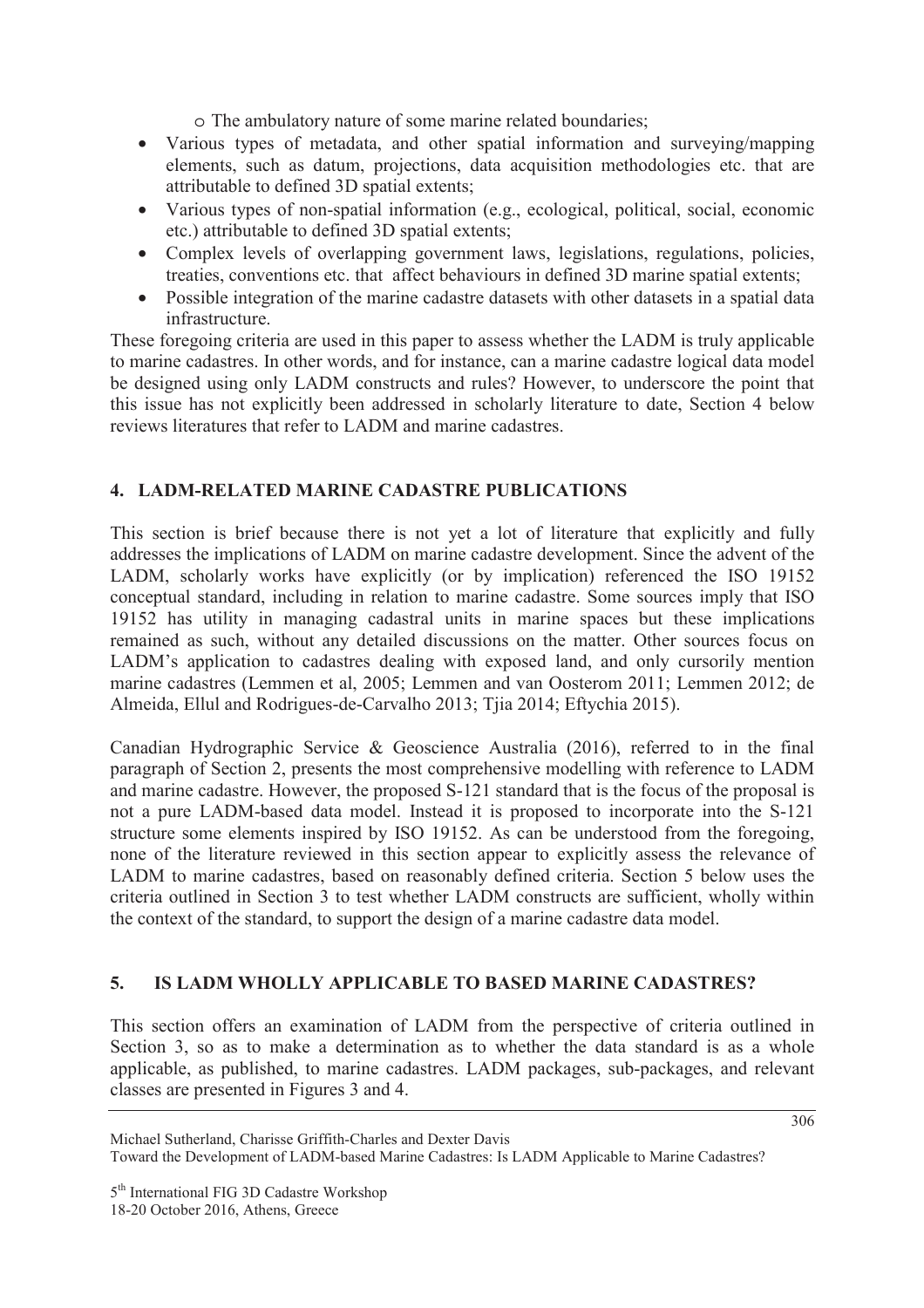- The ambulatory nature of some marine related boundaries;
- Various types of metadata, and other spatial information and surveying/mapping elements, such as datum, projections, data acquisition methodologies etc. that are attributable to defined 3D spatial extents;
- Various types of non-spatial information (e.g., ecological, political, social, economic etc.) attributable to defined 3D spatial extents;
- Complex levels of overlapping government laws, legislations, regulations, policies, treaties, conventions etc. that affect behaviours in defined 3D marine spatial extents;
- Possible integration of the marine cadastre datasets with other datasets in a spatial data infrastructure.

These foregoing criteria are used in this paper to assess whether the LADM is truly applicable to marine cadastres. In other words, and for instance, can a marine cadastre logical data model be designed using only LADM constructs and rules? However, to underscore the point that this issue has not explicitly been addressed in scholarly literature to date, Section 4 below reviews literatures that refer to LADM and marine cadastres.

## 4. LADM-RELATED MARINE CADASTRE PUBLICATIONS

This section is brief because there is not yet a lot of literature that explicitly and fully addresses the implications of LADM on marine cadastre development. Since the advent of the LADM, scholarly works have explicitly (or by implication) referenced the ISO 19152 conceptual standard, including in relation to marine cadastre. Some sources imply that ISO 19152 has utility in managing cadastral units in marine spaces but these implications remained as such, without any detailed discussions on the matter. Other sources focus on LADM's application to cadastres dealing with exposed land, and only cursorily mention marine cadastres (Lemmen et al, 2005; Lemmen and van Oosterom 2011; Lemmen 2012; de Almeida, Ellul and Rodrigues-de-Carvalho 2013; Tjia 2014; Eftychia 2015).

Canadian Hydrographic Service & Geoscience Australia (2016), referred to in the final paragraph of Section 2, presents the most comprehensive modelling with reference to LADM and marine cadastre. However, the proposed S-121 standard that is the focus of the proposal is not a pure LADM-based data model. Instead it is proposed to incorporate into the S-121 structure some elements inspired by ISO 19152. As can be understood from the foregoing, none of the literature reviewed in this section appear to explicitly assess the relevance of LADM to marine cadastres, based on reasonably defined criteria. Section 5 below uses the criteria outlined in Section 3 to test whether LADM constructs are sufficient, wholly within the context of the standard, to support the design of a marine cadastre data model.

## 5. IS LADM WHOLLY APPLICABLE TO BASED MARINE CADASTRES?

This section offers an examination of LADM from the perspective of criteria outlined in Section 3, so as to make a determination as to whether the data standard is as a whole applicable, as published, to marine cadastres. LADM packages, sub-packages, and relevant classes are presented in Figures 3 and 4.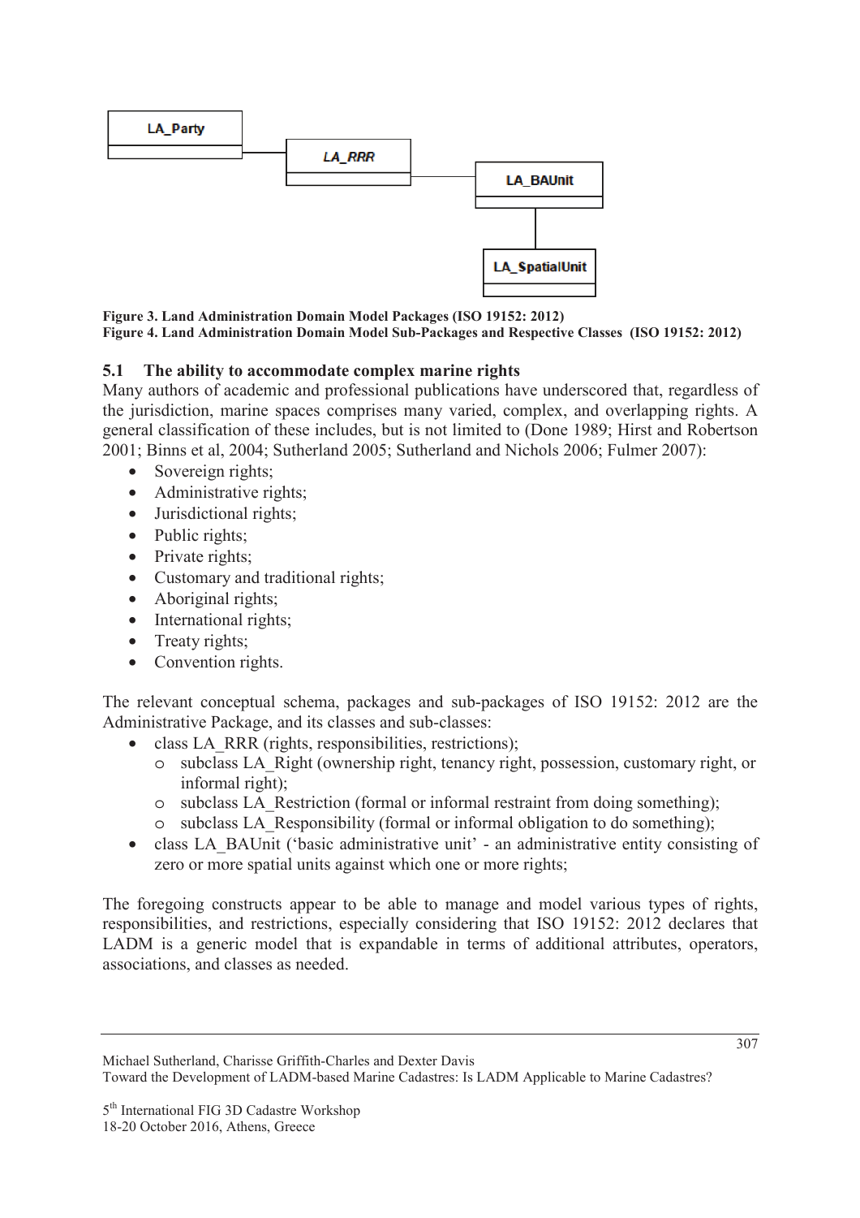LA_Party

LA_RRR

LA_BAUnit

LA_SpatialUnit

**Figure 3. Land Administration Domain Model Packages (ISO 19152: 2012)**
**Figure 4. Land Administration Domain Model Sub-Packages and Respective Classes (ISO 19152: 2012)**

### 5.1 The ability to accommodate complex marine rights

Many authors of academic and professional publications have underscored that, regardless of the jurisdiction, marine spaces comprises many varied, complex, and overlapping rights. A general classification of these includes, but is not limited to (Done 1989; Hirst and Robertson 2001; Binns et al, 2004; Sutherland 2005; Sutherland and Nichols 2006; Fulmer 2007):

- Sovereign rights;
- Administrative rights;
- Jurisdictional rights;
- Public rights;
- Private rights;
- Customary and traditional rights;
- Aboriginal rights;
- International rights;
- Treaty rights;
- Convention rights.

The relevant conceptual schema, packages and sub-packages of ISO 19152: 2012 are the Administrative Package, and its classes and sub-classes:

- class LA_RRR (rights, responsibilities, restrictions);
  - subclass LA_Right (ownership right, tenancy right, possession, customary right, or informal right);
  - subclass LA_Restriction (formal or informal restraint from doing something);
  - subclass LA_Responsibility (formal or informal obligation to do something);
- class LA_BAUnit ('basic administrative unit' - an administrative entity consisting of zero or more spatial units against which one or more rights;

The foregoing constructs appear to be able to manage and model various types of rights, responsibilities, and restrictions, especially considering that ISO 19152: 2012 declares that LADM is a generic model that is expandable in terms of additional attributes, operators, associations, and classes as needed.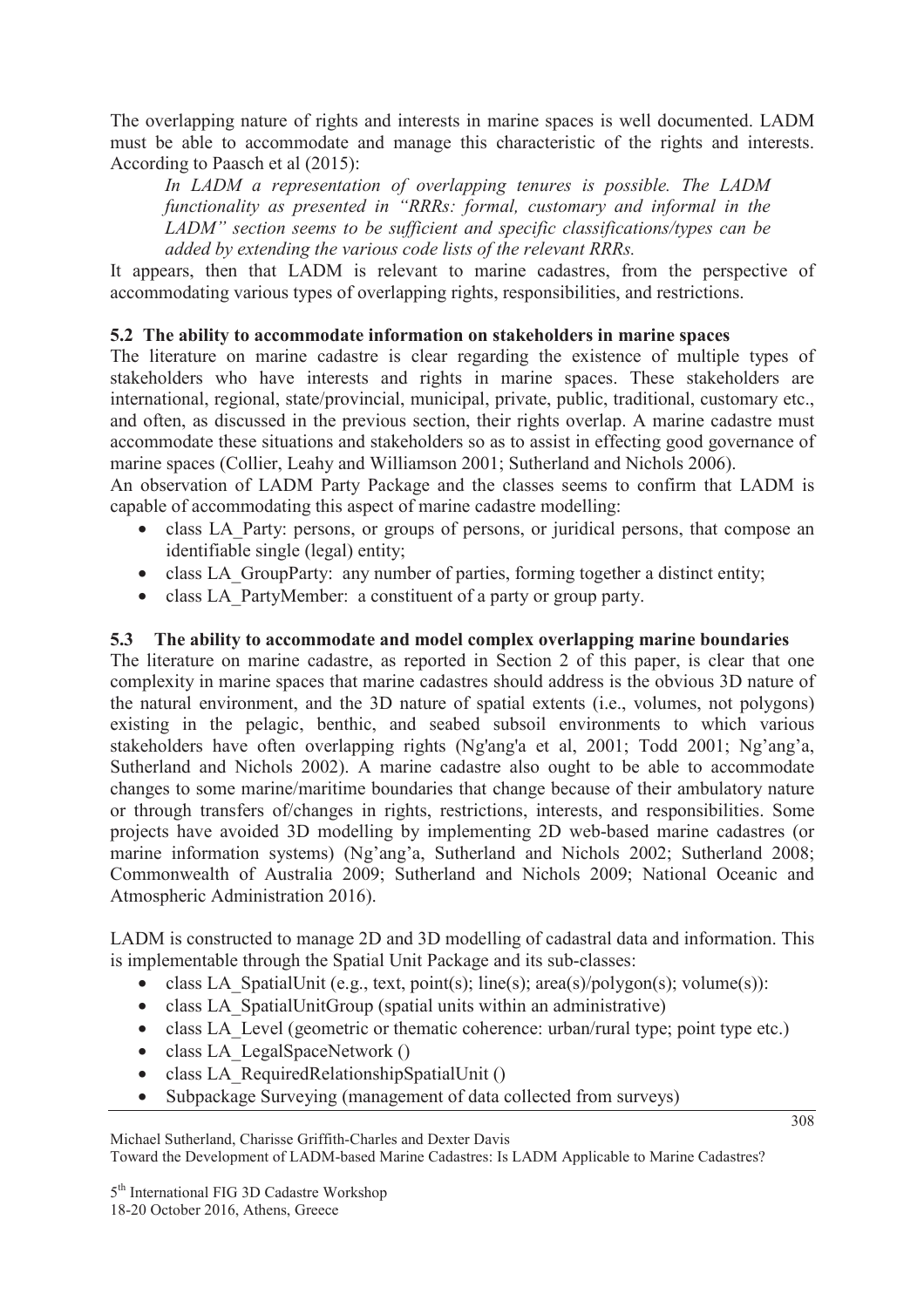The overlapping nature of rights and interests in marine spaces is well documented. LADM must be able to accommodate and manage this characteristic of the rights and interests. According to Paasch et al (2015):

> *In LADM a representation of overlapping tenures is possible. The LADM functionality as presented in "RRRs: formal, customary and informal in the LADM" section seems to be sufficient and specific classifications/types can be added by extending the various code lists of the relevant RRRs.*

It appears, then that LADM is relevant to marine cadastres, from the perspective of accommodating various types of overlapping rights, responsibilities, and restrictions.

### 5.2 The ability to accommodate information on stakeholders in marine spaces

The literature on marine cadastre is clear regarding the existence of multiple types of stakeholders who have interests and rights in marine spaces. These stakeholders are international, regional, state/provincial, municipal, private, public, traditional, customary etc., and often, as discussed in the previous section, their rights overlap. A marine cadastre must accommodate these situations and stakeholders so as to assist in effecting good governance of marine spaces (Collier, Leahy and Williamson 2001; Sutherland and Nichols 2006).

An observation of LADM Party Package and the classes seems to confirm that LADM is capable of accommodating this aspect of marine cadastre modelling:

- class LA_Party: persons, or groups of persons, or juridical persons, that compose an identifiable single (legal) entity;
- class LA_GroupParty: any number of parties, forming together a distinct entity;
- class LA_PartyMember: a constituent of a party or group party.

### 5.3 The ability to accommodate and model complex overlapping marine boundaries

The literature on marine cadastre, as reported in Section 2 of this paper, is clear that one complexity in marine spaces that marine cadastres should address is the obvious 3D nature of the natural environment, and the 3D nature of spatial extents (i.e., volumes, not polygons) existing in the pelagic, benthic, and seabed subsoil environments to which various stakeholders have often overlapping rights (Ng'ang'a et al, 2001; Todd 2001; Ng'ang'a, Sutherland and Nichols 2002). A marine cadastre also ought to be able to accommodate changes to some marine/maritime boundaries that change because of their ambulatory nature or through transfers of/changes in rights, restrictions, interests, and responsibilities. Some projects have avoided 3D modelling by implementing 2D web-based marine cadastres (or marine information systems) (Ng'ang'a, Sutherland and Nichols 2002; Sutherland 2008; Commonwealth of Australia 2009; Sutherland and Nichols 2009; National Oceanic and Atmospheric Administration 2016).

LADM is constructed to manage 2D and 3D modelling of cadastral data and information. This is implementable through the Spatial Unit Package and its sub-classes:

- class LA_SpatialUnit (e.g., text, point(s); line(s); area(s)/polygon(s); volume(s)):
- class LA_SpatialUnitGroup (spatial units within an administrative)
- class LA_Level (geometric or thematic coherence: urban/rural type; point type etc.)
- class LA_LegalSpaceNetwork ()
- class LA_RequiredRelationshipSpatialUnit ()
- Subpackage Surveying (management of data collected from surveys)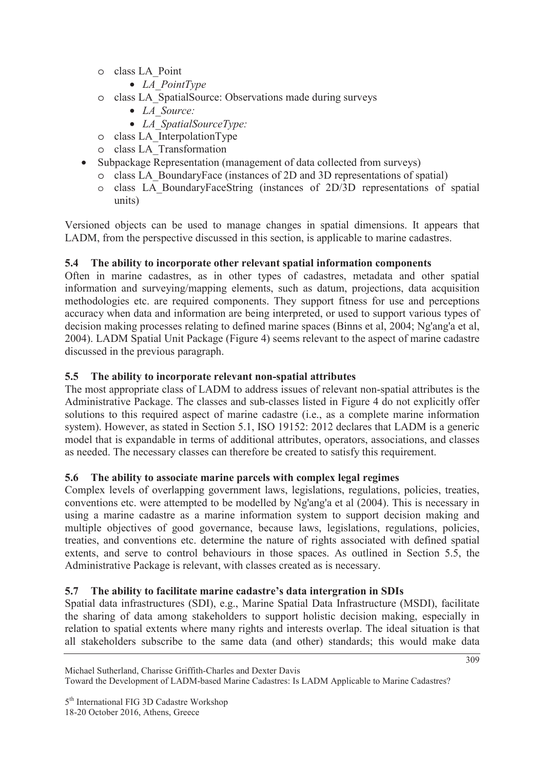- class LA_Point
  - *LA_PointType*
- class LA_SpatialSource: Observations made during surveys
  - *LA_Source:*
  - *LA_SpatialSourceType:*
- class LA_InterpolationType
- class LA_Transformation

- Subpackage Representation (management of data collected from surveys)
  - class LA_BoundaryFace (instances of 2D and 3D representations of spatial)
  - class LA_BoundaryFaceString (instances of 2D/3D representations of spatial units)

Versioned objects can be used to manage changes in spatial dimensions. It appears that LADM, from the perspective discussed in this section, is applicable to marine cadastres.

### 5.4 The ability to incorporate other relevant spatial information components

Often in marine cadastres, as in other types of cadastres, metadata and other spatial information and surveying/mapping elements, such as datum, projections, data acquisition methodologies etc. are required components. They support fitness for use and perceptions accuracy when data and information are being interpreted, or used to support various types of decision making processes relating to defined marine spaces (Binns et al, 2004; Ng'ang'a et al, 2004). LADM Spatial Unit Package (Figure 4) seems relevant to the aspect of marine cadastre discussed in the previous paragraph.

### 5.5 The ability to incorporate relevant non-spatial attributes

The most appropriate class of LADM to address issues of relevant non-spatial attributes is the Administrative Package. The classes and sub-classes listed in Figure 4 do not explicitly offer solutions to this required aspect of marine cadastre (i.e., as a complete marine information system). However, as stated in Section 5.1, ISO 19152: 2012 declares that LADM is a generic model that is expandable in terms of additional attributes, operators, associations, and classes as needed. The necessary classes can therefore be created to satisfy this requirement.

### 5.6 The ability to associate marine parcels with complex legal regimes

Complex levels of overlapping government laws, legislations, regulations, policies, treaties, conventions etc. were attempted to be modelled by Ng'ang'a et al (2004). This is necessary in using a marine cadastre as a marine information system to support decision making and multiple objectives of good governance, because laws, legislations, regulations, policies, treaties, and conventions etc. determine the nature of rights associated with defined spatial extents, and serve to control behaviours in those spaces. As outlined in Section 5.5, the Administrative Package is relevant, with classes created as is necessary.

### 5.7 The ability to facilitate marine cadastre's data intergration in SDIs

Spatial data infrastructures (SDI), e.g., Marine Spatial Data Infrastructure (MSDI), facilitate the sharing of data among stakeholders to support holistic decision making, especially in relation to spatial extents where many rights and interests overlap. The ideal situation is that all stakeholders subscribe to the same data (and other) standards; this would make data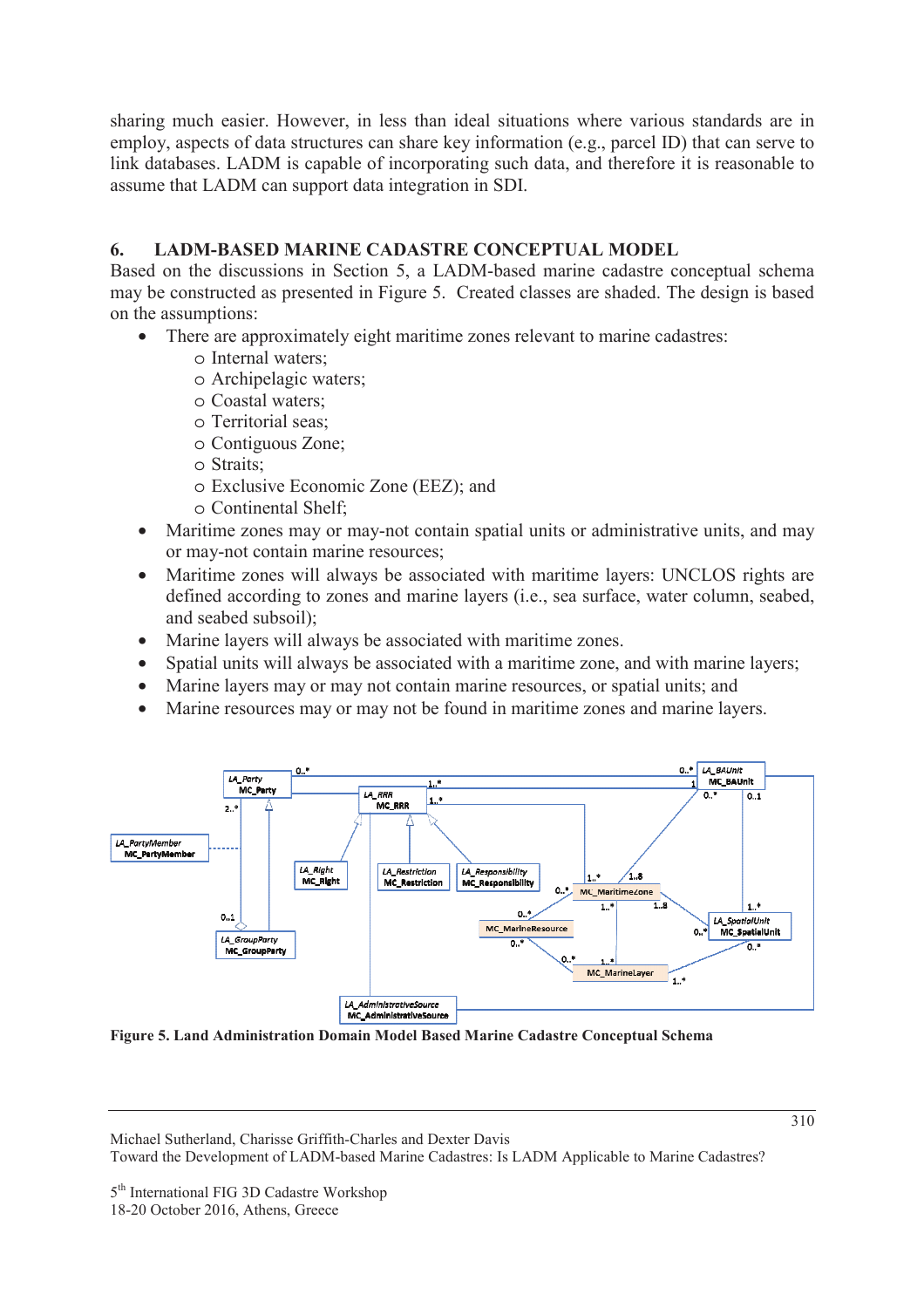sharing much easier. However, in less than ideal situations where various standards are in employ, aspects of data structures can share key information (e.g., parcel ID) that can serve to link databases. LADM is capable of incorporating such data, and therefore it is reasonable to assume that LADM can support data integration in SDI.

## 6. LADM-BASED MARINE CADASTRE CONCEPTUAL MODEL

Based on the discussions in Section 5, a LADM-based marine cadastre conceptual schema may be constructed as presented in Figure 5. Created classes are shaded. The design is based on the assumptions:

- There are approximately eight maritime zones relevant to marine cadastres:
  - Internal waters;
  - Archipelagic waters;
  - Coastal waters;
  - Territorial seas;
  - Contiguous Zone;
  - Straits;
  - Exclusive Economic Zone (EEZ); and
  - Continental Shelf;
- Maritime zones may or may-not contain spatial units or administrative units, and may or may-not contain marine resources;
- Maritime zones will always be associated with maritime layers: UNCLOS rights are defined according to zones and marine layers (i.e., sea surface, water column, seabed, and seabed subsoil);
- Marine layers will always be associated with maritime zones.
- Spatial units will always be associated with a maritime zone, and with marine layers;
- Marine layers may or may not contain marine resources, or spatial units; and
- Marine resources may or may not be found in maritime zones and marine layers.

**Figure 5. Land Administration Domain Model Based Marine Cadastre Conceptual Schema**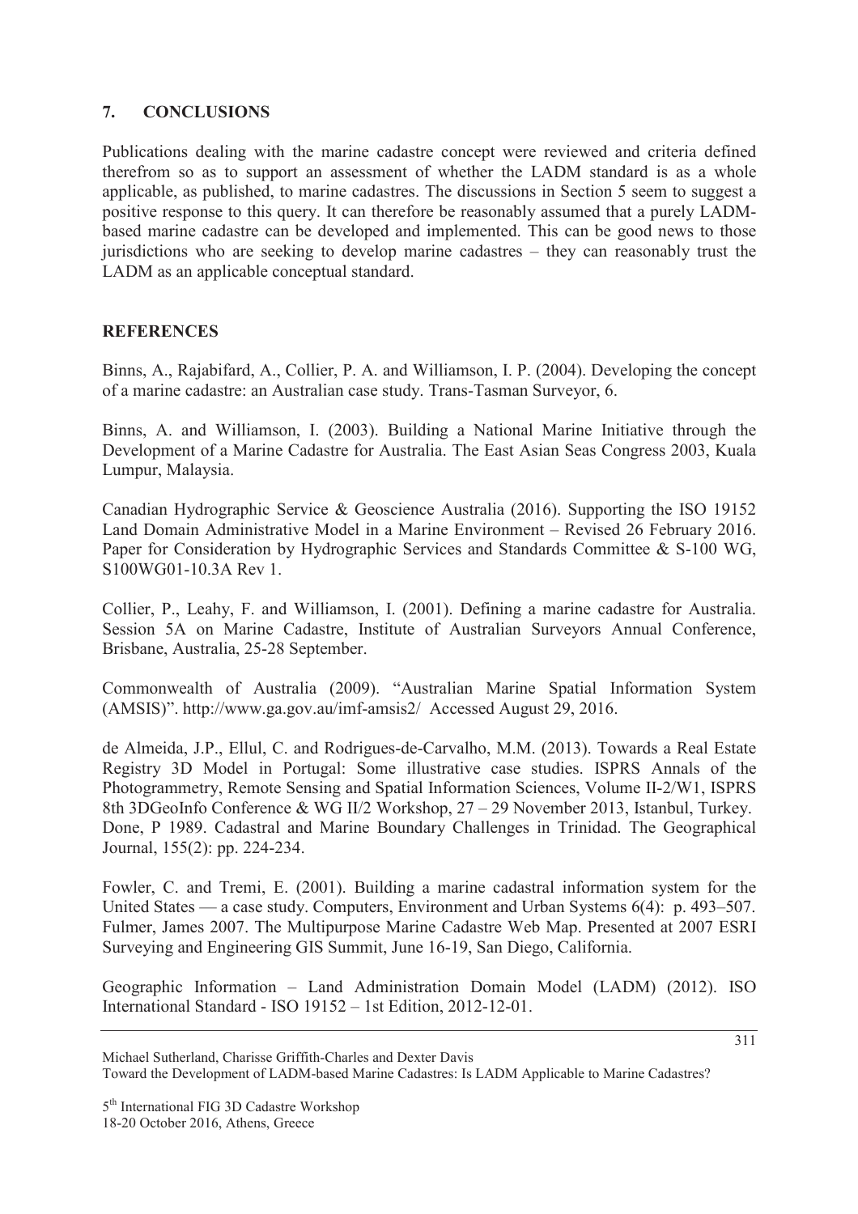## 7. CONCLUSIONS

Publications dealing with the marine cadastre concept were reviewed and criteria defined therefrom so as to support an assessment of whether the LADM standard is as a whole applicable, as published, to marine cadastres. The discussions in Section 5 seem to suggest a positive response to this query. It can therefore be reasonably assumed that a purely LADM-based marine cadastre can be developed and implemented. This can be good news to those jurisdictions who are seeking to develop marine cadastres – they can reasonably trust the LADM as an applicable conceptual standard.

## REFERENCES

Binns, A., Rajabifard, A., Collier, P. A. and Williamson, I. P. (2004). Developing the concept of a marine cadastre: an Australian case study. Trans-Tasman Surveyor, 6.

Binns, A. and Williamson, I. (2003). Building a National Marine Initiative through the Development of a Marine Cadastre for Australia. The East Asian Seas Congress 2003, Kuala Lumpur, Malaysia.

Canadian Hydrographic Service & Geoscience Australia (2016). Supporting the ISO 19152 Land Domain Administrative Model in a Marine Environment – Revised 26 February 2016. Paper for Consideration by Hydrographic Services and Standards Committee & S-100 WG, S100WG01-10.3A Rev 1.

Collier, P., Leahy, F. and Williamson, I. (2001). Defining a marine cadastre for Australia. Session 5A on Marine Cadastre, Institute of Australian Surveyors Annual Conference, Brisbane, Australia, 25-28 September.

Commonwealth of Australia (2009). "Australian Marine Spatial Information System (AMSIS)". http://www.ga.gov.au/imf-amsis2/ Accessed August 29, 2016.

de Almeida, J.P., Ellul, C. and Rodrigues-de-Carvalho, M.M. (2013). Towards a Real Estate Registry 3D Model in Portugal: Some illustrative case studies. ISPRS Annals of the Photogrammetry, Remote Sensing and Spatial Information Sciences, Volume II-2/W1, ISPRS 8th 3DGeoInfo Conference & WG II/2 Workshop, 27 – 29 November 2013, Istanbul, Turkey.
Done, P 1989. Cadastral and Marine Boundary Challenges in Trinidad. The Geographical Journal, 155(2): pp. 224-234.

Fowler, C. and Tremi, E. (2001). Building a marine cadastral information system for the United States — a case study. Computers, Environment and Urban Systems 6(4): p. 493–507.
Fulmer, James 2007. The Multipurpose Marine Cadastre Web Map. Presented at 2007 ESRI Surveying and Engineering GIS Summit, June 16-19, San Diego, California.

Geographic Information – Land Administration Domain Model (LADM) (2012). ISO International Standard - ISO 19152 – 1st Edition, 2012-12-01.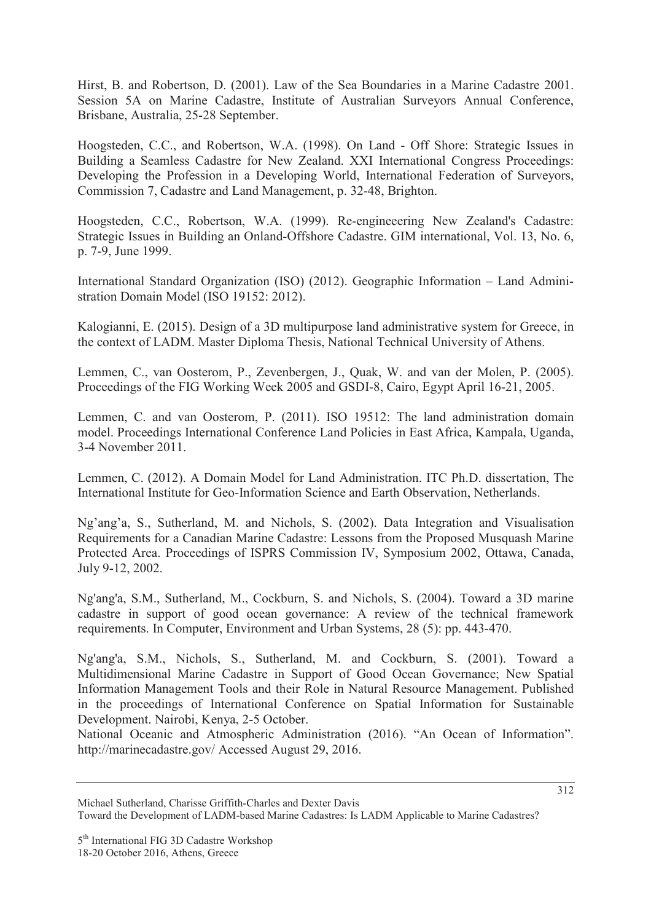Hirst, B. and Robertson, D. (2001). Law of the Sea Boundaries in a Marine Cadastre 2001. Session 5A on Marine Cadastre, Institute of Australian Surveyors Annual Conference, Brisbane, Australia, 25-28 September.

Hoogsteden, C.C., and Robertson, W.A. (1998). On Land - Off Shore: Strategic Issues in Building a Seamless Cadastre for New Zealand. XXI International Congress Proceedings: Developing the Profession in a Developing World, International Federation of Surveyors, Commission 7, Cadastre and Land Management, p. 32-48, Brighton.

Hoogsteden, C.C., Robertson, W.A. (1999). Re-engineeering New Zealand's Cadastre: Strategic Issues in Building an Onland-Offshore Cadastre. GIM international, Vol. 13, No. 6, p. 7-9, June 1999.

International Standard Organization (ISO) (2012). Geographic Information – Land Administration Domain Model (ISO 19152: 2012).

Kalogianni, E. (2015). Design of a 3D multipurpose land administrative system for Greece, in the context of LADM. Master Diploma Thesis, National Technical University of Athens.

Lemmen, C., van Oosterom, P., Zevenbergen, J., Quak, W. and van der Molen, P. (2005). Proceedings of the FIG Working Week 2005 and GSDI-8, Cairo, Egypt April 16-21, 2005.

Lemmen, C. and van Oosterom, P. (2011). ISO 19512: The land administration domain model. Proceedings International Conference Land Policies in East Africa, Kampala, Uganda, 3-4 November 2011.

Lemmen, C. (2012). A Domain Model for Land Administration. ITC Ph.D. dissertation, The International Institute for Geo-Information Science and Earth Observation, Netherlands.

Ng'ang'a, S., Sutherland, M. and Nichols, S. (2002). Data Integration and Visualisation Requirements for a Canadian Marine Cadastre: Lessons from the Proposed Musquash Marine Protected Area. Proceedings of ISPRS Commission IV, Symposium 2002, Ottawa, Canada, July 9-12, 2002.

Ng'ang'a, S.M., Sutherland, M., Cockburn, S. and Nichols, S. (2004). Toward a 3D marine cadastre in support of good ocean governance: A review of the technical framework requirements. In Computer, Environment and Urban Systems, 28 (5): pp. 443-470.

Ng'ang'a, S.M., Nichols, S., Sutherland, M. and Cockburn, S. (2001). Toward a Multidimensional Marine Cadastre in Support of Good Ocean Governance; New Spatial Information Management Tools and their Role in Natural Resource Management. Published in the proceedings of International Conference on Spatial Information for Sustainable Development. Nairobi, Kenya, 2-5 October.

National Oceanic and Atmospheric Administration (2016). "An Ocean of Information". http://marinecadastre.gov/ Accessed August 29, 2016.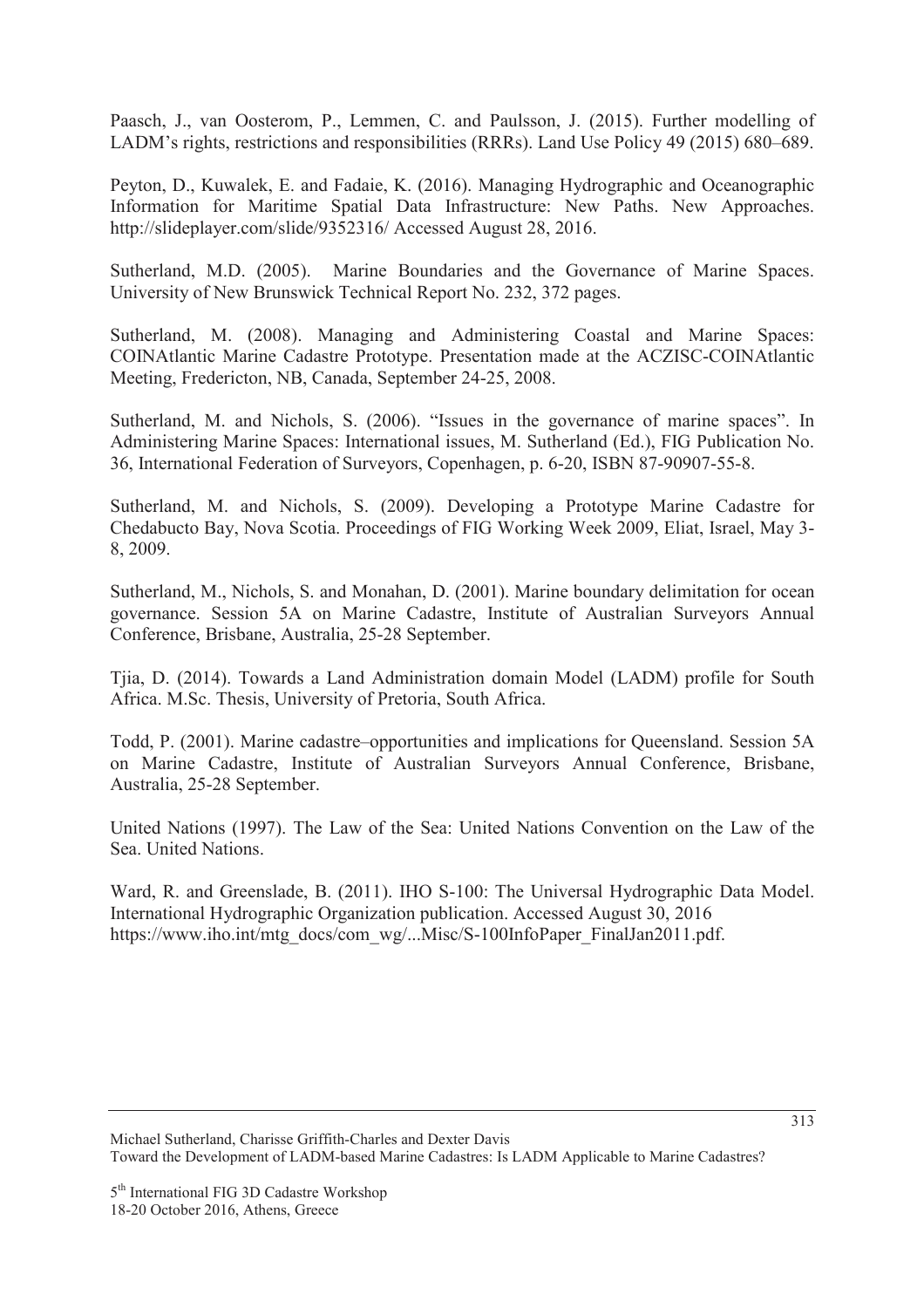Paasch, J., van Oosterom, P., Lemmen, C. and Paulsson, J. (2015). Further modelling of LADM's rights, restrictions and responsibilities (RRRs). Land Use Policy 49 (2015) 680–689.

Peyton, D., Kuwalek, E. and Fadaie, K. (2016). Managing Hydrographic and Oceanographic Information for Maritime Spatial Data Infrastructure: New Paths. New Approaches. http://slideplayer.com/slide/9352316/ Accessed August 28, 2016.

Sutherland, M.D. (2005). Marine Boundaries and the Governance of Marine Spaces. University of New Brunswick Technical Report No. 232, 372 pages.

Sutherland, M. (2008). Managing and Administering Coastal and Marine Spaces: COINAtlantic Marine Cadastre Prototype. Presentation made at the ACZISC-COINAtlantic Meeting, Fredericton, NB, Canada, September 24-25, 2008.

Sutherland, M. and Nichols, S. (2006). "Issues in the governance of marine spaces". In Administering Marine Spaces: International issues, M. Sutherland (Ed.), FIG Publication No. 36, International Federation of Surveyors, Copenhagen, p. 6-20, ISBN 87-90907-55-8.

Sutherland, M. and Nichols, S. (2009). Developing a Prototype Marine Cadastre for Chedabucto Bay, Nova Scotia. Proceedings of FIG Working Week 2009, Eliat, Israel, May 3-8, 2009.

Sutherland, M., Nichols, S. and Monahan, D. (2001). Marine boundary delimitation for ocean governance. Session 5A on Marine Cadastre, Institute of Australian Surveyors Annual Conference, Brisbane, Australia, 25-28 September.

Tjia, D. (2014). Towards a Land Administration domain Model (LADM) profile for South Africa. M.Sc. Thesis, University of Pretoria, South Africa.

Todd, P. (2001). Marine cadastre–opportunities and implications for Queensland. Session 5A on Marine Cadastre, Institute of Australian Surveyors Annual Conference, Brisbane, Australia, 25-28 September.

United Nations (1997). The Law of the Sea: United Nations Convention on the Law of the Sea. United Nations.

Ward, R. and Greenslade, B. (2011). IHO S-100: The Universal Hydrographic Data Model. International Hydrographic Organization publication. Accessed August 30, 2016 https://www.iho.int/mtg_docs/com_wg/...Misc/S-100InfoPaper_FinalJan2011.pdf.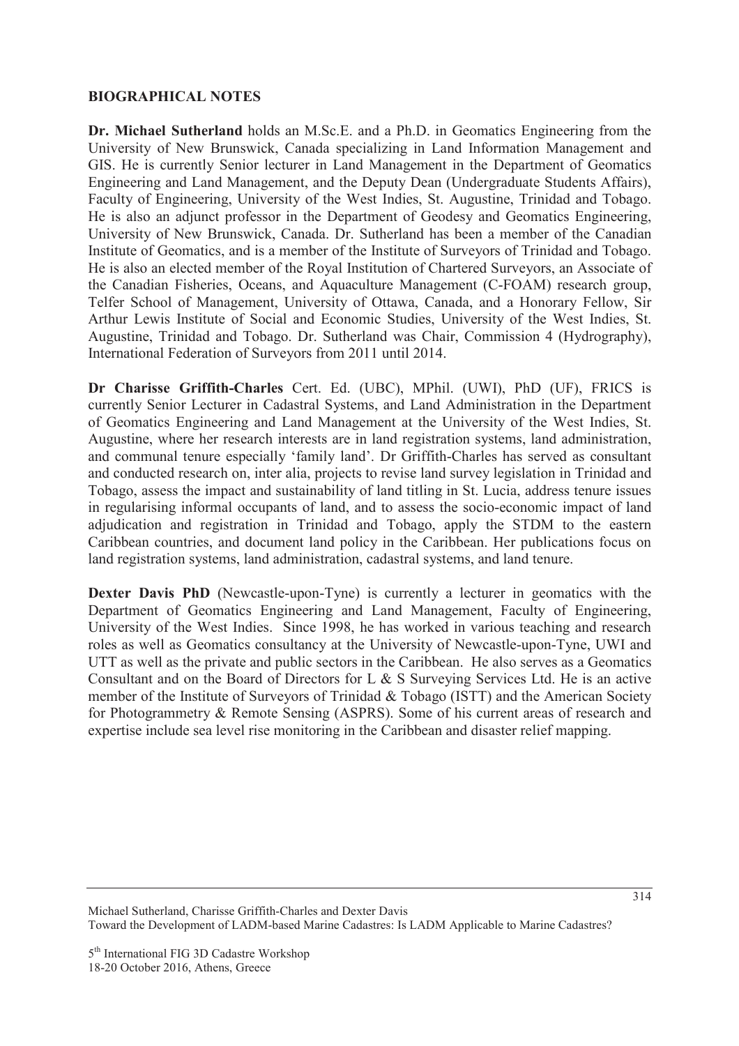## BIOGRAPHICAL NOTES

**Dr. Michael Sutherland** holds an M.Sc.E. and a Ph.D. in Geomatics Engineering from the University of New Brunswick, Canada specializing in Land Information Management and GIS. He is currently Senior lecturer in Land Management in the Department of Geomatics Engineering and Land Management, and the Deputy Dean (Undergraduate Students Affairs), Faculty of Engineering, University of the West Indies, St. Augustine, Trinidad and Tobago. He is also an adjunct professor in the Department of Geodesy and Geomatics Engineering, University of New Brunswick, Canada. Dr. Sutherland has been a member of the Canadian Institute of Geomatics, and is a member of the Institute of Surveyors of Trinidad and Tobago. He is also an elected member of the Royal Institution of Chartered Surveyors, an Associate of the Canadian Fisheries, Oceans, and Aquaculture Management (C-FOAM) research group, Telfer School of Management, University of Ottawa, Canada, and a Honorary Fellow, Sir Arthur Lewis Institute of Social and Economic Studies, University of the West Indies, St. Augustine, Trinidad and Tobago. Dr. Sutherland was Chair, Commission 4 (Hydrography), International Federation of Surveyors from 2011 until 2014.

**Dr Charisse Griffith-Charles** Cert. Ed. (UBC), MPhil. (UWI), PhD (UF), FRICS is currently Senior Lecturer in Cadastral Systems, and Land Administration in the Department of Geomatics Engineering and Land Management at the University of the West Indies, St. Augustine, where her research interests are in land registration systems, land administration, and communal tenure especially 'family land'. Dr Griffith-Charles has served as consultant and conducted research on, inter alia, projects to revise land survey legislation in Trinidad and Tobago, assess the impact and sustainability of land titling in St. Lucia, address tenure issues in regularising informal occupants of land, and to assess the socio-economic impact of land adjudication and registration in Trinidad and Tobago, apply the STDM to the eastern Caribbean countries, and document land policy in the Caribbean. Her publications focus on land registration systems, land administration, cadastral systems, and land tenure.

**Dexter Davis PhD** (Newcastle-upon-Tyne) is currently a lecturer in geomatics with the Department of Geomatics Engineering and Land Management, Faculty of Engineering, University of the West Indies. Since 1998, he has worked in various teaching and research roles as well as Geomatics consultancy at the University of Newcastle-upon-Tyne, UWI and UTT as well as the private and public sectors in the Caribbean. He also serves as a Geomatics Consultant and on the Board of Directors for L & S Surveying Services Ltd. He is an active member of the Institute of Surveyors of Trinidad & Tobago (ISTT) and the American Society for Photogrammetry & Remote Sensing (ASPRS). Some of his current areas of research and expertise include sea level rise monitoring in the Caribbean and disaster relief mapping.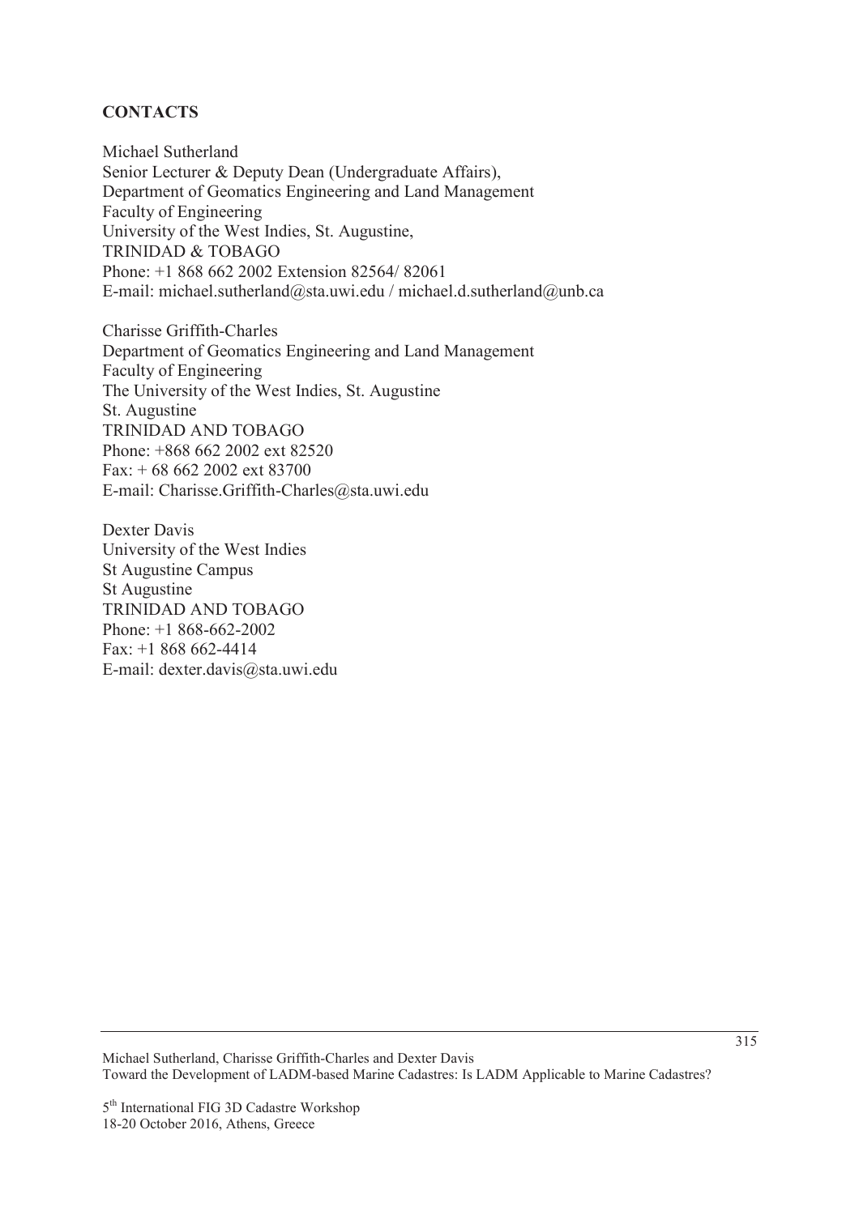## CONTACTS

Michael Sutherland
Senior Lecturer & Deputy Dean (Undergraduate Affairs),
Department of Geomatics Engineering and Land Management
Faculty of Engineering
University of the West Indies, St. Augustine,
TRINIDAD & TOBAGO
Phone: +1 868 662 2002 Extension 82564/ 82061
E-mail: michael.sutherland@sta.uwi.edu / michael.d.sutherland@unb.ca

Charisse Griffith-Charles
Department of Geomatics Engineering and Land Management
Faculty of Engineering
The University of the West Indies, St. Augustine
St. Augustine
TRINIDAD AND TOBAGO
Phone: +868 662 2002 ext 82520
Fax: + 68 662 2002 ext 83700
E-mail: Charisse.Griffith-Charles@sta.uwi.edu

Dexter Davis
University of the West Indies
St Augustine Campus
St Augustine
TRINIDAD AND TOBAGO
Phone: +1 868-662-2002
Fax: +1 868 662-4414
E-mail: dexter.davis@sta.uwi.edu